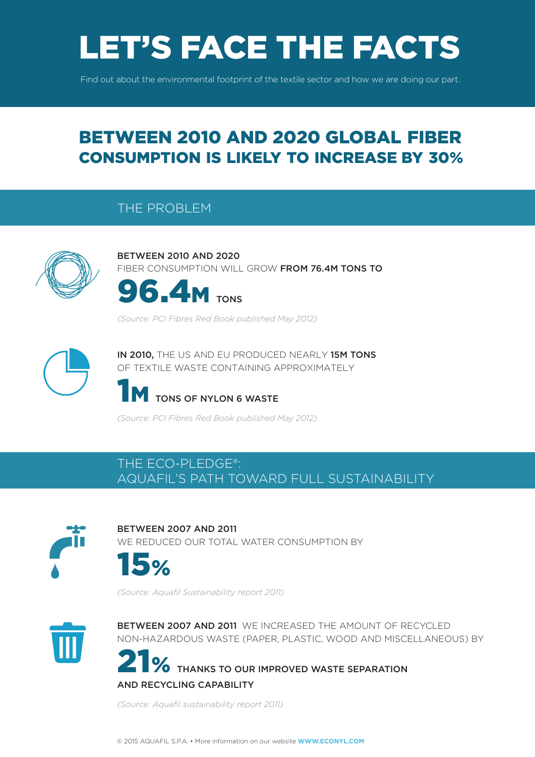# LET'S FACE THE FACTS

Find out about the environmental footprint of the textile sector and how we are doing our part.

## BETWEEN 2010 AND 2020 GLOBAL FIBER CONSUMPTION IS LIKELY TO INCREASE BY 30%

### THE PROBLEM

**BETWEEN 2010 AND 2020**
FIBER CONSUMPTION WILL GROW **FROM 76.4M TONS TO**

**96.4M** TONS

*(Source: PCI Fibres Red Book published May 2012)*

**IN 2010,** THE US AND EU PRODUCED NEARLY **15M TONS** OF TEXTILE WASTE CONTAINING APPROXIMATELY

**1M** TONS OF NYLON 6 WASTE

*(Source: PCI Fibres Red Book published May 2012)*

### THE ECO-PLEDGE®: AQUAFIL'S PATH TOWARD FULL SUSTAINABILITY

**BETWEEN 2007 AND 2011**
WE REDUCED OUR TOTAL WATER CONSUMPTION BY

**15%**

*(Source: Aquafil Sustainability report 2011)*

**BETWEEN 2007 AND 2011** WE INCREASED THE AMOUNT OF RECYCLED NON-HAZARDOUS WASTE (PAPER, PLASTIC, WOOD AND MISCELLANEOUS) BY

**21%** THANKS TO OUR IMPROVED WASTE SEPARATION AND RECYCLING CAPABILITY

*(Source: Aquafil sustainability report 2011)*

© 2015 AQUAFIL S.P.A. • More information on our website **WWW.ECONYL.COM**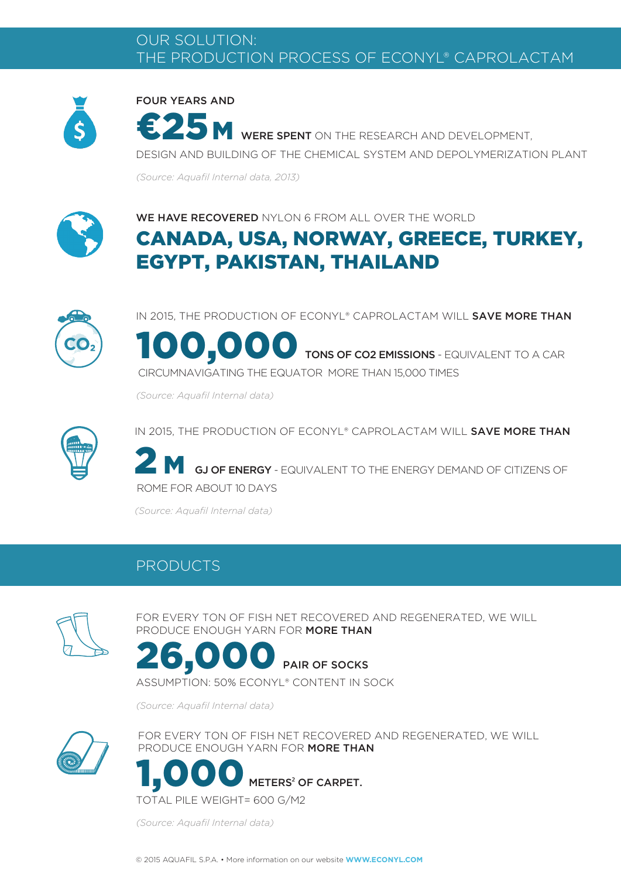## OUR SOLUTION: THE PRODUCTION PROCESS OF ECONYL® CAPROLACTAM

FOUR YEARS AND

**€25 M** **WERE SPENT** ON THE RESEARCH AND DEVELOPMENT, DESIGN AND BUILDING OF THE CHEMICAL SYSTEM AND DEPOLYMERIZATION PLANT

*(Source: Aquafil Internal data, 2013)*

**WE HAVE RECOVERED** NYLON 6 FROM ALL OVER THE WORLD

**CANADA, USA, NORWAY, GREECE, TURKEY, EGYPT, PAKISTAN, THAILAND**

IN 2015, THE PRODUCTION OF ECONYL® CAPROLACTAM WILL **SAVE MORE THAN**

**100,000** **TONS OF CO2 EMISSIONS** - EQUIVALENT TO A CAR CIRCUMNAVIGATING THE EQUATOR MORE THAN 15,000 TIMES

*(Source: Aquafil Internal data)*

IN 2015, THE PRODUCTION OF ECONYL® CAPROLACTAM WILL **SAVE MORE THAN**

**2 M** **GJ OF ENERGY** - EQUIVALENT TO THE ENERGY DEMAND OF CITIZENS OF ROME FOR ABOUT 10 DAYS

*(Source: Aquafil Internal data)*

## PRODUCTS

FOR EVERY TON OF FISH NET RECOVERED AND REGENERATED, WE WILL PRODUCE ENOUGH YARN FOR **MORE THAN**

**26,000** **PAIR OF SOCKS**

ASSUMPTION: 50% ECONYL® CONTENT IN SOCK

*(Source: Aquafil Internal data)*

FOR EVERY TON OF FISH NET RECOVERED AND REGENERATED, WE WILL PRODUCE ENOUGH YARN FOR **MORE THAN**

**1,000** **METERS² OF CARPET.**

TOTAL PILE WEIGHT= 600 G/M2

*(Source: Aquafil Internal data)*

© 2015 AQUAFIL S.P.A. • More information on our website **WWW.ECONYL.COM**